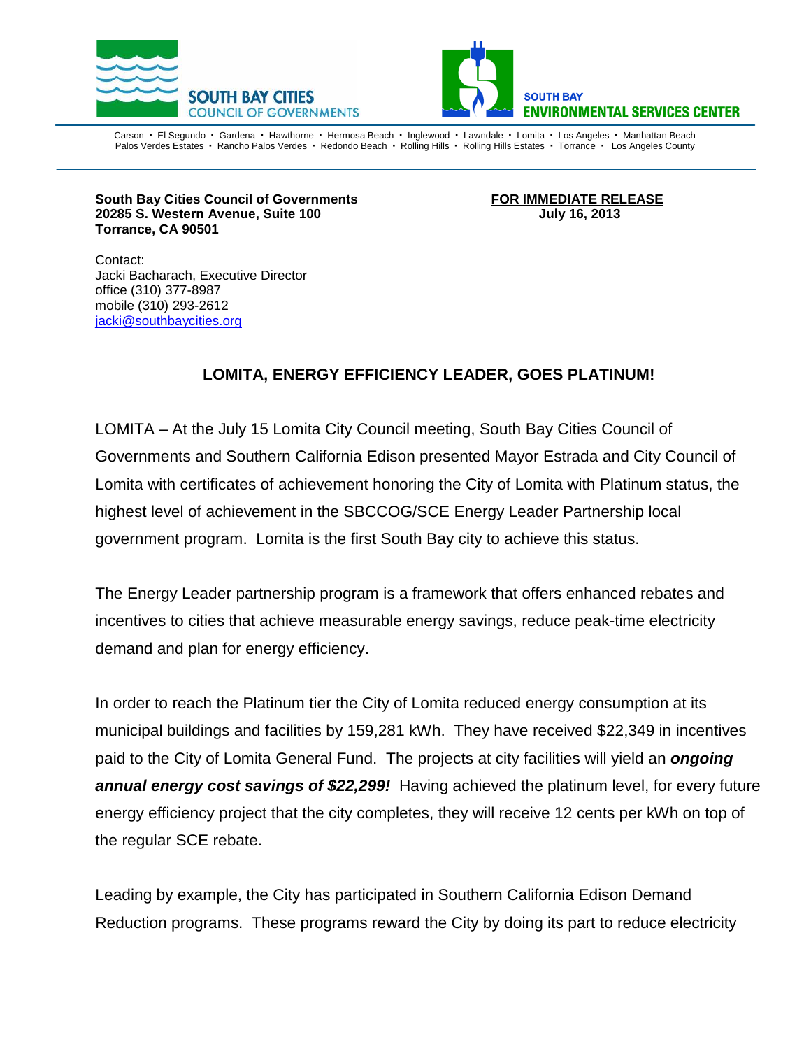SOUTH BAY CITIES
COUNCIL OF GOVERNMENTS

SOUTH BAY
ENVIRONMENTAL SERVICES CENTER

Carson • El Segundo • Gardena • Hawthorne • Hermosa Beach • Inglewood • Lawndale • Lomita • Los Angeles • Manhattan Beach
Palos Verdes Estates • Rancho Palos Verdes • Redondo Beach • Rolling Hills • Rolling Hills Estates • Torrance • Los Angeles County

**South Bay Cities Council of Governments**
**20285 S. Western Avenue, Suite 100**
**Torrance, CA 90501**

**FOR IMMEDIATE RELEASE**
**July 16, 2013**

Contact:
Jacki Bacharach, Executive Director
office (310) 377-8987
mobile (310) 293-2612
jacki@southbaycities.org

## LOMITA, ENERGY EFFICIENCY LEADER, GOES PLATINUM!

LOMITA – At the July 15 Lomita City Council meeting, South Bay Cities Council of Governments and Southern California Edison presented Mayor Estrada and City Council of Lomita with certificates of achievement honoring the City of Lomita with Platinum status, the highest level of achievement in the SBCCOG/SCE Energy Leader Partnership local government program. Lomita is the first South Bay city to achieve this status.

The Energy Leader partnership program is a framework that offers enhanced rebates and incentives to cities that achieve measurable energy savings, reduce peak-time electricity demand and plan for energy efficiency.

In order to reach the Platinum tier the City of Lomita reduced energy consumption at its municipal buildings and facilities by 159,281 kWh. They have received $22,349 in incentives paid to the City of Lomita General Fund. The projects at city facilities will yield an ***ongoing annual energy cost savings of $22,299!*** Having achieved the platinum level, for every future energy efficiency project that the city completes, they will receive 12 cents per kWh on top of the regular SCE rebate.

Leading by example, the City has participated in Southern California Edison Demand Reduction programs. These programs reward the City by doing its part to reduce electricity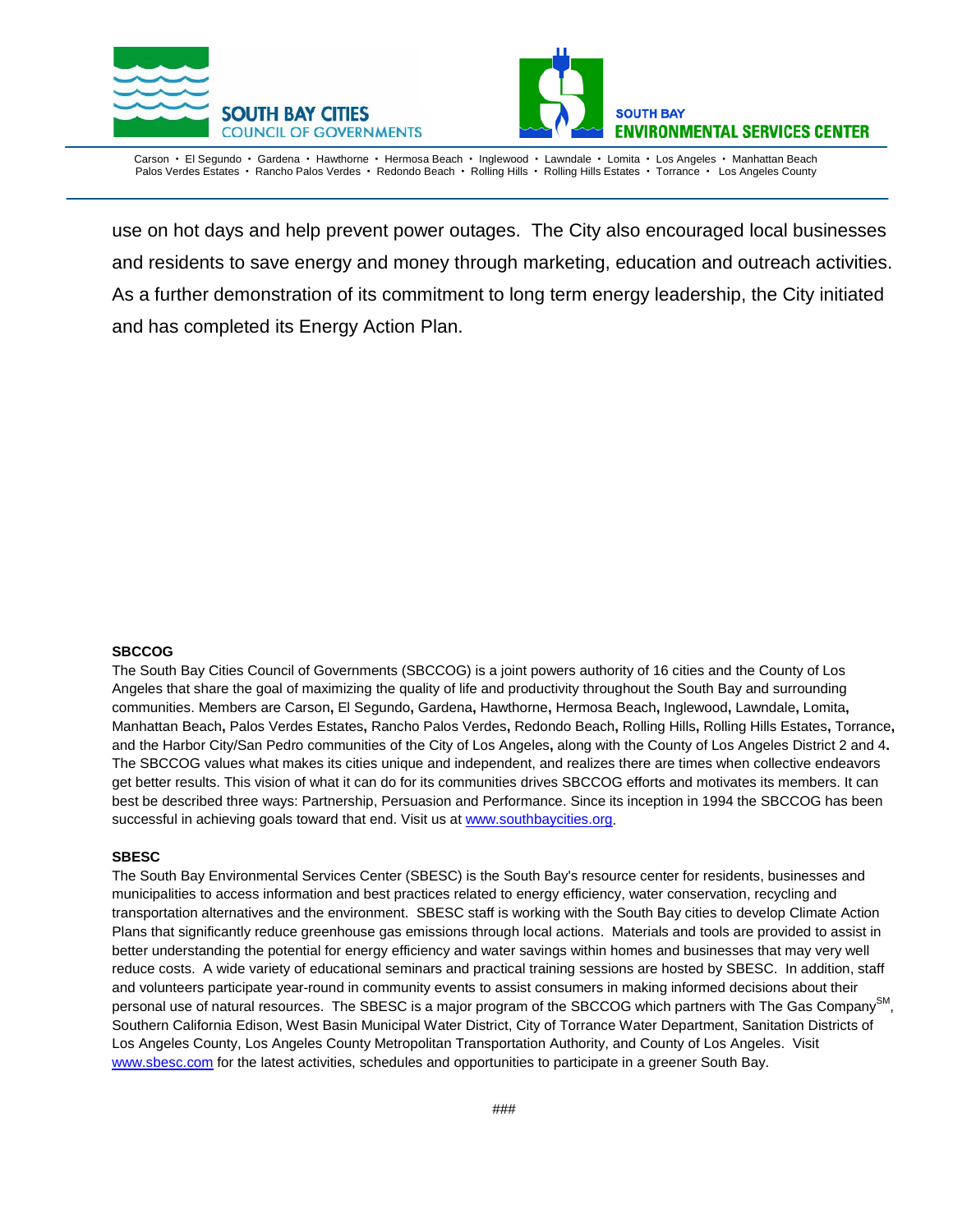use on hot days and help prevent power outages. The City also encouraged local businesses and residents to save energy and money through marketing, education and outreach activities. As a further demonstration of its commitment to long term energy leadership, the City initiated and has completed its Energy Action Plan.

**SBCCOG**

The South Bay Cities Council of Governments (SBCCOG) is a joint powers authority of 16 cities and the County of Los Angeles that share the goal of maximizing the quality of life and productivity throughout the South Bay and surrounding communities. Members are Carson**,** El Segundo**,** Gardena**,** Hawthorne**,** Hermosa Beach**,** Inglewood**,** Lawndale**,** Lomita**,** Manhattan Beach**,** Palos Verdes Estates**,** Rancho Palos Verdes**,** Redondo Beach**,** Rolling Hills**,** Rolling Hills Estates**,** Torrance**,** and the Harbor City/San Pedro communities of the City of Los Angeles**,** along with the County of Los Angeles District 2 and 4**.** The SBCCOG values what makes its cities unique and independent, and realizes there are times when collective endeavors get better results. This vision of what it can do for its communities drives SBCCOG efforts and motivates its members. It can best be described three ways: Partnership, Persuasion and Performance. Since its inception in 1994 the SBCCOG has been successful in achieving goals toward that end. Visit us at www.southbaycities.org.

**SBESC**

The South Bay Environmental Services Center (SBESC) is the South Bay's resource center for residents, businesses and municipalities to access information and best practices related to energy efficiency, water conservation, recycling and transportation alternatives and the environment. SBESC staff is working with the South Bay cities to develop Climate Action Plans that significantly reduce greenhouse gas emissions through local actions. Materials and tools are provided to assist in better understanding the potential for energy efficiency and water savings within homes and businesses that may very well reduce costs. A wide variety of educational seminars and practical training sessions are hosted by SBESC. In addition, staff and volunteers participate year-round in community events to assist consumers in making informed decisions about their personal use of natural resources. The SBESC is a major program of the SBCCOG which partners with The Gas Company[SM], Southern California Edison, West Basin Municipal Water District, City of Torrance Water Department, Sanitation Districts of Los Angeles County, Los Angeles County Metropolitan Transportation Authority, and County of Los Angeles. Visit www.sbesc.com for the latest activities, schedules and opportunities to participate in a greener South Bay.

###